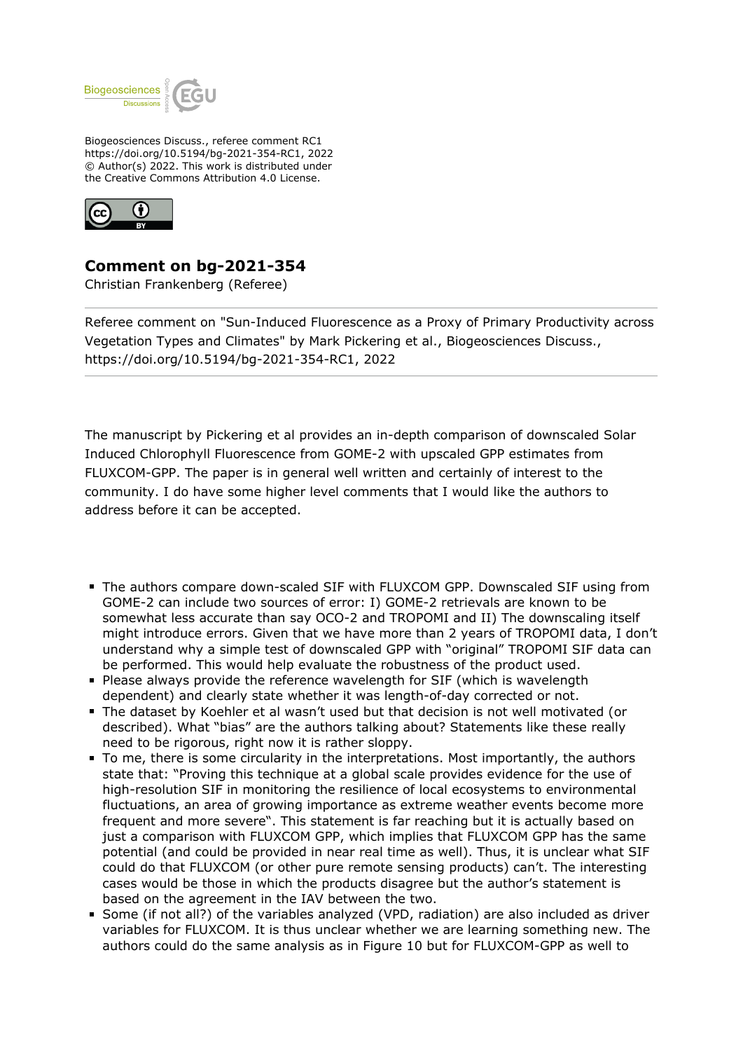Biogeosciences Discuss., referee comment RC1
https://doi.org/10.5194/bg-2021-354-RC1, 2022
© Author(s) 2022. This work is distributed under
the Creative Commons Attribution 4.0 License.

## Comment on bg-2021-354

Christian Frankenberg (Referee)

Referee comment on "Sun-Induced Fluorescence as a Proxy of Primary Productivity across Vegetation Types and Climates" by Mark Pickering et al., Biogeosciences Discuss., https://doi.org/10.5194/bg-2021-354-RC1, 2022

---

The manuscript by Pickering et al provides an in-depth comparison of downscaled Solar Induced Chlorophyll Fluorescence from GOME-2 with upscaled GPP estimates from FLUXCOM-GPP. The paper is in general well written and certainly of interest to the community. I do have some higher level comments that I would like the authors to address before it can be accepted.

- The authors compare down-scaled SIF with FLUXCOM GPP. Downscaled SIF using from GOME-2 can include two sources of error: I) GOME-2 retrievals are known to be somewhat less accurate than say OCO-2 and TROPOMI and II) The downscaling itself might introduce errors. Given that we have more than 2 years of TROPOMI data, I don't understand why a simple test of downscaled GPP with "original" TROPOMI SIF data can be performed. This would help evaluate the robustness of the product used.
- Please always provide the reference wavelength for SIF (which is wavelength dependent) and clearly state whether it was length-of-day corrected or not.
- The dataset by Koehler et al wasn't used but that decision is not well motivated (or described). What "bias" are the authors talking about? Statements like these really need to be rigorous, right now it is rather sloppy.
- To me, there is some circularity in the interpretations. Most importantly, the authors state that: "Proving this technique at a global scale provides evidence for the use of high-resolution SIF in monitoring the resilience of local ecosystems to environmental fluctuations, an area of growing importance as extreme weather events become more frequent and more severe". This statement is far reaching but it is actually based on just a comparison with FLUXCOM GPP, which implies that FLUXCOM GPP has the same potential (and could be provided in near real time as well). Thus, it is unclear what SIF could do that FLUXCOM (or other pure remote sensing products) can't. The interesting cases would be those in which the products disagree but the author's statement is based on the agreement in the IAV between the two.
- Some (if not all?) of the variables analyzed (VPD, radiation) are also included as driver variables for FLUXCOM. It is thus unclear whether we are learning something new. The authors could do the same analysis as in Figure 10 but for FLUXCOM-GPP as well to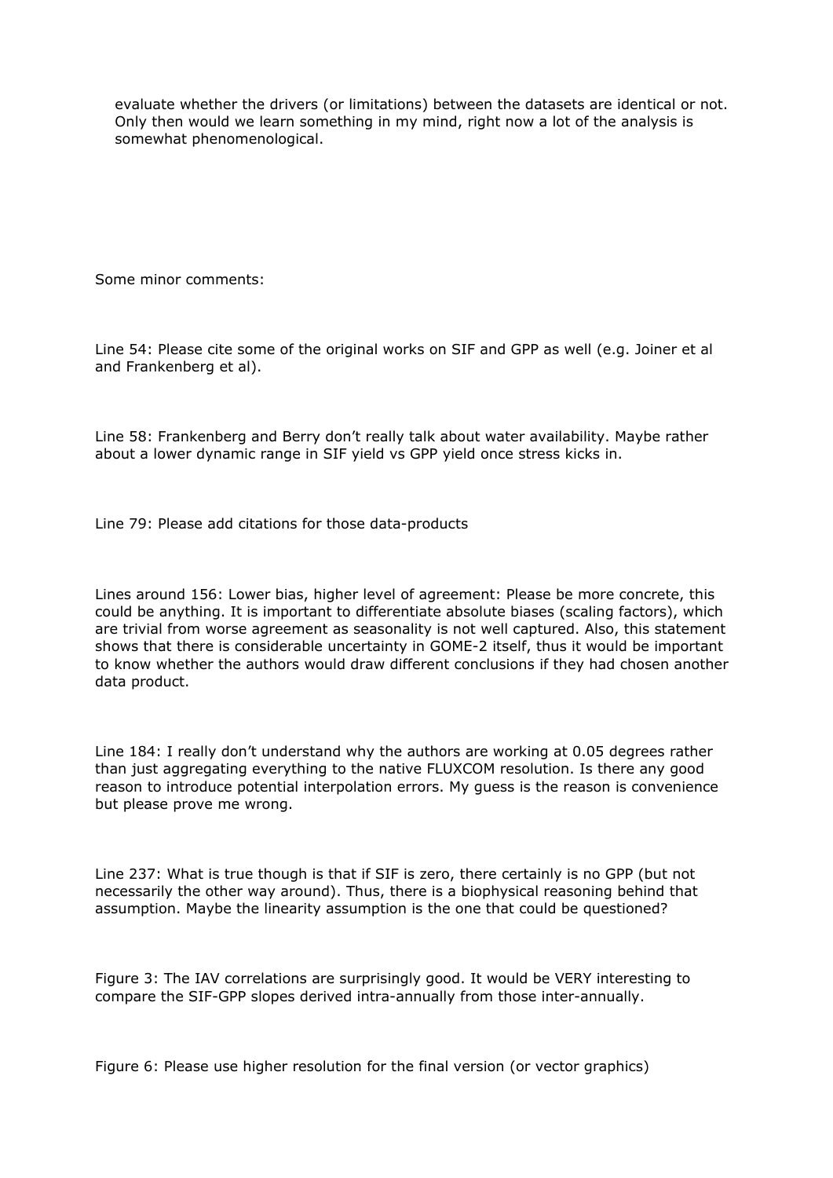evaluate whether the drivers (or limitations) between the datasets are identical or not. Only then would we learn something in my mind, right now a lot of the analysis is somewhat phenomenological.

Some minor comments:

Line 54: Please cite some of the original works on SIF and GPP as well (e.g. Joiner et al and Frankenberg et al).

Line 58: Frankenberg and Berry don't really talk about water availability. Maybe rather about a lower dynamic range in SIF yield vs GPP yield once stress kicks in.

Line 79: Please add citations for those data-products

Lines around 156: Lower bias, higher level of agreement: Please be more concrete, this could be anything. It is important to differentiate absolute biases (scaling factors), which are trivial from worse agreement as seasonality is not well captured. Also, this statement shows that there is considerable uncertainty in GOME-2 itself, thus it would be important to know whether the authors would draw different conclusions if they had chosen another data product.

Line 184: I really don't understand why the authors are working at 0.05 degrees rather than just aggregating everything to the native FLUXCOM resolution. Is there any good reason to introduce potential interpolation errors. My guess is the reason is convenience but please prove me wrong.

Line 237: What is true though is that if SIF is zero, there certainly is no GPP (but not necessarily the other way around). Thus, there is a biophysical reasoning behind that assumption. Maybe the linearity assumption is the one that could be questioned?

Figure 3: The IAV correlations are surprisingly good. It would be VERY interesting to compare the SIF-GPP slopes derived intra-annually from those inter-annually.

Figure 6: Please use higher resolution for the final version (or vector graphics)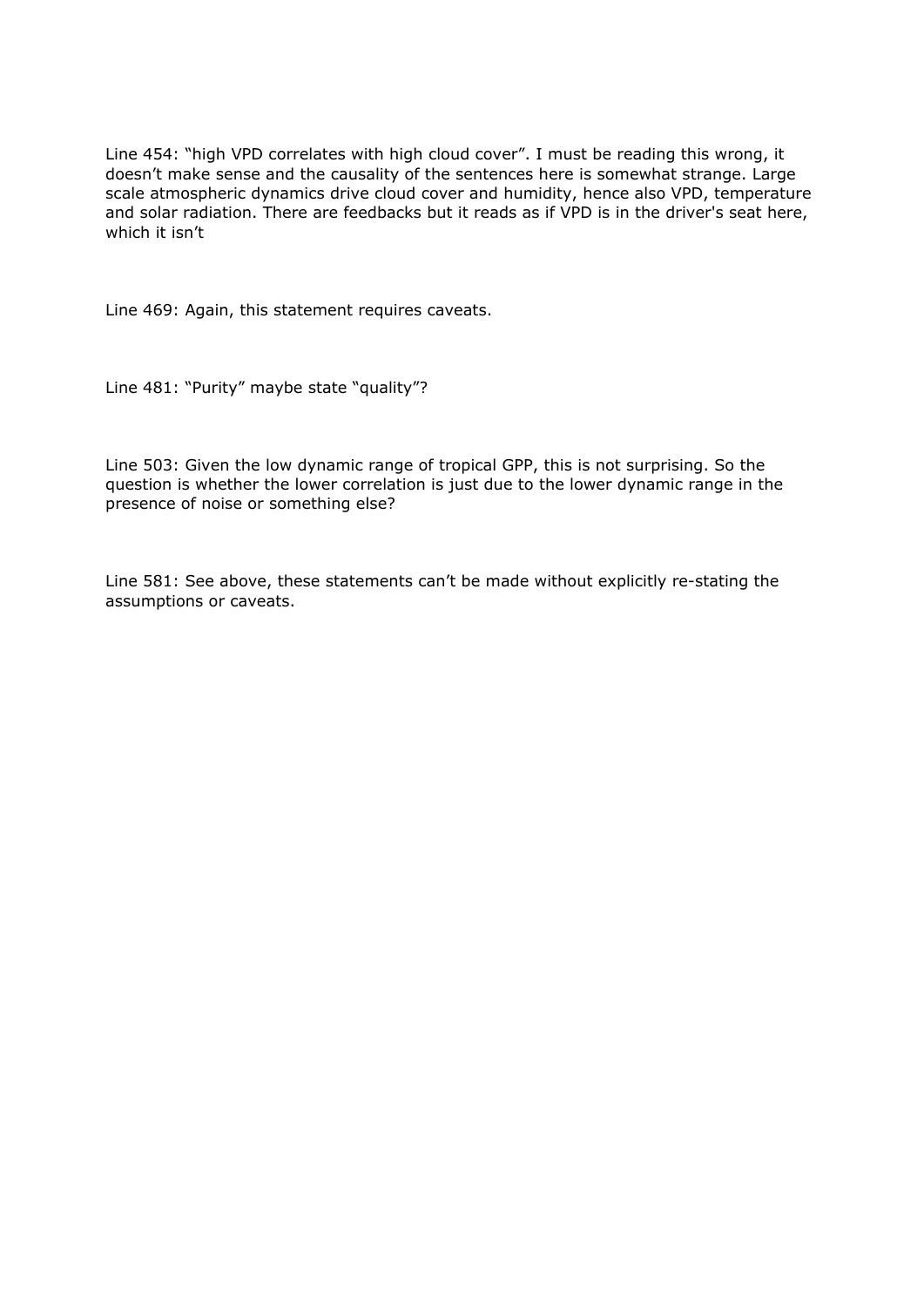Line 454: "high VPD correlates with high cloud cover". I must be reading this wrong, it doesn't make sense and the causality of the sentences here is somewhat strange. Large scale atmospheric dynamics drive cloud cover and humidity, hence also VPD, temperature and solar radiation. There are feedbacks but it reads as if VPD is in the driver's seat here, which it isn't

Line 469: Again, this statement requires caveats.

Line 481: "Purity" maybe state "quality"?

Line 503: Given the low dynamic range of tropical GPP, this is not surprising. So the question is whether the lower correlation is just due to the lower dynamic range in the presence of noise or something else?

Line 581: See above, these statements can't be made without explicitly re-stating the assumptions or caveats.